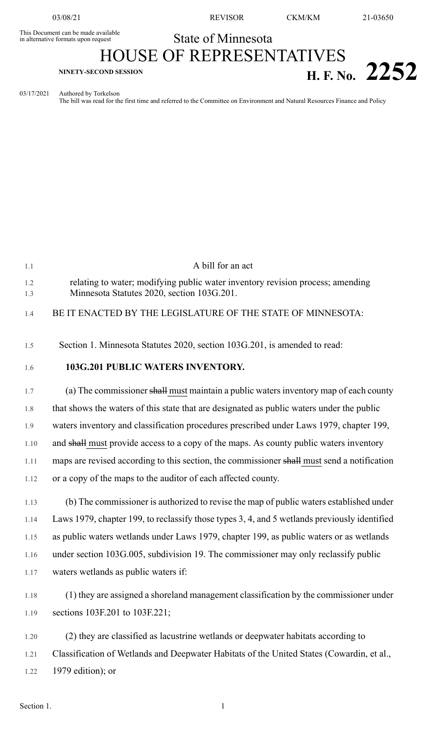This Document can be made available in alternative formats upon request

State of Minnesota

# HOUSE OF REPRESENTATIVES

NINETY-SECOND SESSION

**H. F. No. 2252**

03/17/2021 Authored by Torkelson

The bill was read for the first time and referred to the Committee on Environment and Natural Resources Finance and Policy

A bill for an act

relating to water; modifying public water inventory revision process; amending Minnesota Statutes 2020, section 103G.201.

BE IT ENACTED BY THE LEGISLATURE OF THE STATE OF MINNESOTA:

Section 1. Minnesota Statutes 2020, section 103G.201, is amended to read:

**103G.201 PUBLIC WATERS INVENTORY.**

(a) The commissioner ~~shall~~ must maintain a public waters inventory map of each county that shows the waters of this state that are designated as public waters under the public waters inventory and classification procedures prescribed under Laws 1979, chapter 199, and ~~shall~~ must provide access to a copy of the maps. As county public waters inventory maps are revised according to this section, the commissioner ~~shall~~ must send a notification or a copy of the maps to the auditor of each affected county.

(b) The commissioner is authorized to revise the map of public waters established under Laws 1979, chapter 199, to reclassify those types 3, 4, and 5 wetlands previously identified as public waters wetlands under Laws 1979, chapter 199, as public waters or as wetlands under section 103G.005, subdivision 19. The commissioner may only reclassify public waters wetlands as public waters if:

(1) they are assigned a shoreland management classification by the commissioner under sections 103F.201 to 103F.221;

(2) they are classified as lacustrine wetlands or deepwater habitats according to Classification of Wetlands and Deepwater Habitats of the United States (Cowardin, et al., 1979 edition); or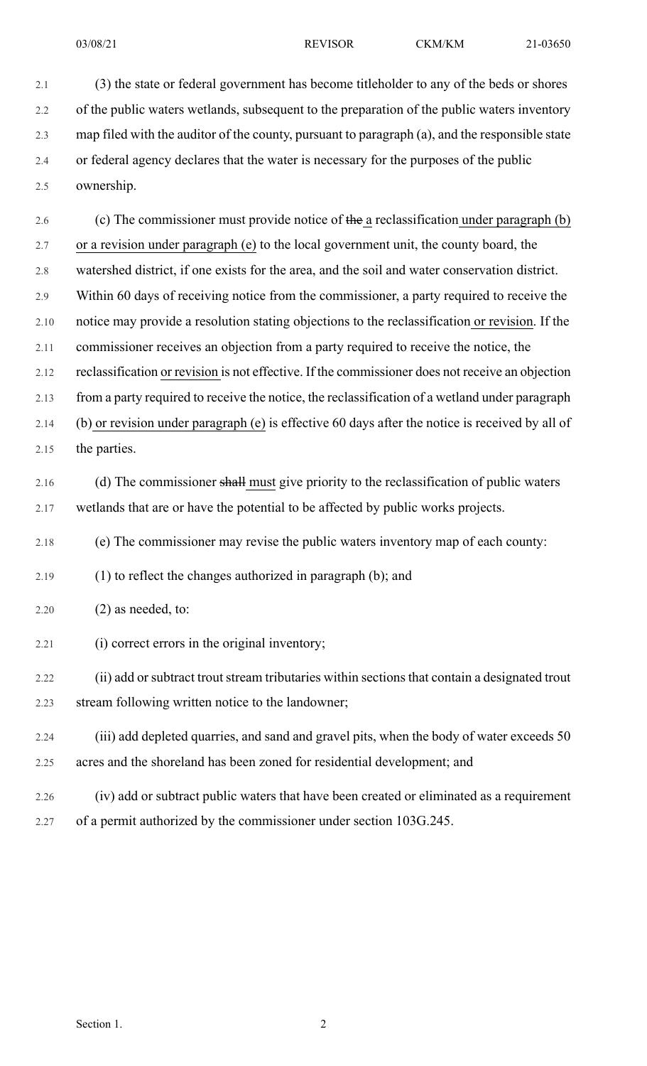(3) the state or federal government has become titleholder to any of the beds or shores of the public waters wetlands, subsequent to the preparation of the public waters inventory map filed with the auditor of the county, pursuant to paragraph (a), and the responsible state or federal agency declares that the water is necessary for the purposes of the public ownership.

(c) The commissioner must provide notice of ~~the~~ a reclassification under paragraph (b) or a revision under paragraph (e) to the local government unit, the county board, the watershed district, if one exists for the area, and the soil and water conservation district. Within 60 days of receiving notice from the commissioner, a party required to receive the notice may provide a resolution stating objections to the reclassification or revision. If the commissioner receives an objection from a party required to receive the notice, the reclassification or revision is not effective. If the commissioner does not receive an objection from a party required to receive the notice, the reclassification of a wetland under paragraph (b) or revision under paragraph (e) is effective 60 days after the notice is received by all of the parties.

(d) The commissioner ~~shall~~ must give priority to the reclassification of public waters wetlands that are or have the potential to be affected by public works projects.

(e) The commissioner may revise the public waters inventory map of each county:

(1) to reflect the changes authorized in paragraph (b); and

(2) as needed, to:

(i) correct errors in the original inventory;

(ii) add or subtract trout stream tributaries within sections that contain a designated trout stream following written notice to the landowner;

(iii) add depleted quarries, and sand and gravel pits, when the body of water exceeds 50 acres and the shoreland has been zoned for residential development; and

(iv) add or subtract public waters that have been created or eliminated as a requirement of a permit authorized by the commissioner under section 103G.245.